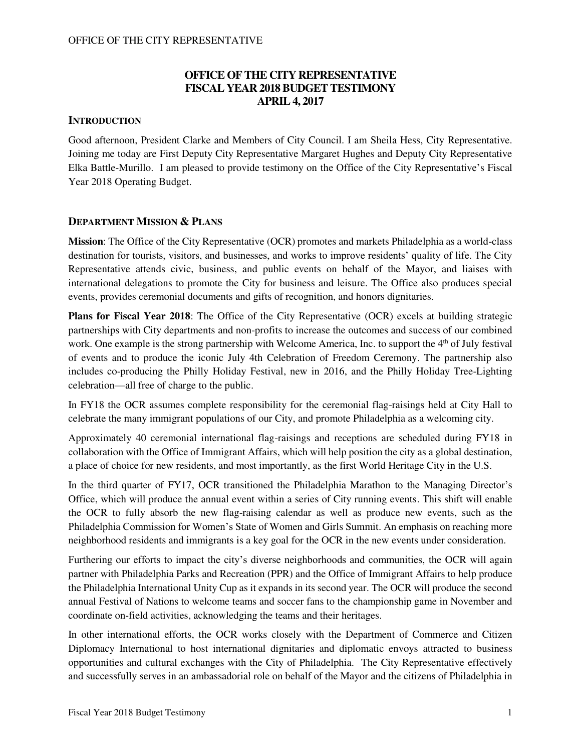# OFFICE OF THE CITY REPRESENTATIVE
# FISCAL YEAR 2018 BUDGET TESTIMONY
# APRIL 4, 2017

## INTRODUCTION

Good afternoon, President Clarke and Members of City Council. I am Sheila Hess, City Representative. Joining me today are First Deputy City Representative Margaret Hughes and Deputy City Representative Elka Battle-Murillo. I am pleased to provide testimony on the Office of the City Representative's Fiscal Year 2018 Operating Budget.

## DEPARTMENT MISSION & PLANS

**Mission**: The Office of the City Representative (OCR) promotes and markets Philadelphia as a world-class destination for tourists, visitors, and businesses, and works to improve residents' quality of life. The City Representative attends civic, business, and public events on behalf of the Mayor, and liaises with international delegations to promote the City for business and leisure. The Office also produces special events, provides ceremonial documents and gifts of recognition, and honors dignitaries.

**Plans for Fiscal Year 2018**: The Office of the City Representative (OCR) excels at building strategic partnerships with City departments and non-profits to increase the outcomes and success of our combined work. One example is the strong partnership with Welcome America, Inc. to support the 4th of July festival of events and to produce the iconic July 4th Celebration of Freedom Ceremony. The partnership also includes co-producing the Philly Holiday Festival, new in 2016, and the Philly Holiday Tree-Lighting celebration—all free of charge to the public.

In FY18 the OCR assumes complete responsibility for the ceremonial flag-raisings held at City Hall to celebrate the many immigrant populations of our City, and promote Philadelphia as a welcoming city.

Approximately 40 ceremonial international flag-raisings and receptions are scheduled during FY18 in collaboration with the Office of Immigrant Affairs, which will help position the city as a global destination, a place of choice for new residents, and most importantly, as the first World Heritage City in the U.S.

In the third quarter of FY17, OCR transitioned the Philadelphia Marathon to the Managing Director's Office, which will produce the annual event within a series of City running events. This shift will enable the OCR to fully absorb the new flag-raising calendar as well as produce new events, such as the Philadelphia Commission for Women's State of Women and Girls Summit. An emphasis on reaching more neighborhood residents and immigrants is a key goal for the OCR in the new events under consideration.

Furthering our efforts to impact the city's diverse neighborhoods and communities, the OCR will again partner with Philadelphia Parks and Recreation (PPR) and the Office of Immigrant Affairs to help produce the Philadelphia International Unity Cup as it expands in its second year. The OCR will produce the second annual Festival of Nations to welcome teams and soccer fans to the championship game in November and coordinate on-field activities, acknowledging the teams and their heritages.

In other international efforts, the OCR works closely with the Department of Commerce and Citizen Diplomacy International to host international dignitaries and diplomatic envoys attracted to business opportunities and cultural exchanges with the City of Philadelphia. The City Representative effectively and successfully serves in an ambassadorial role on behalf of the Mayor and the citizens of Philadelphia in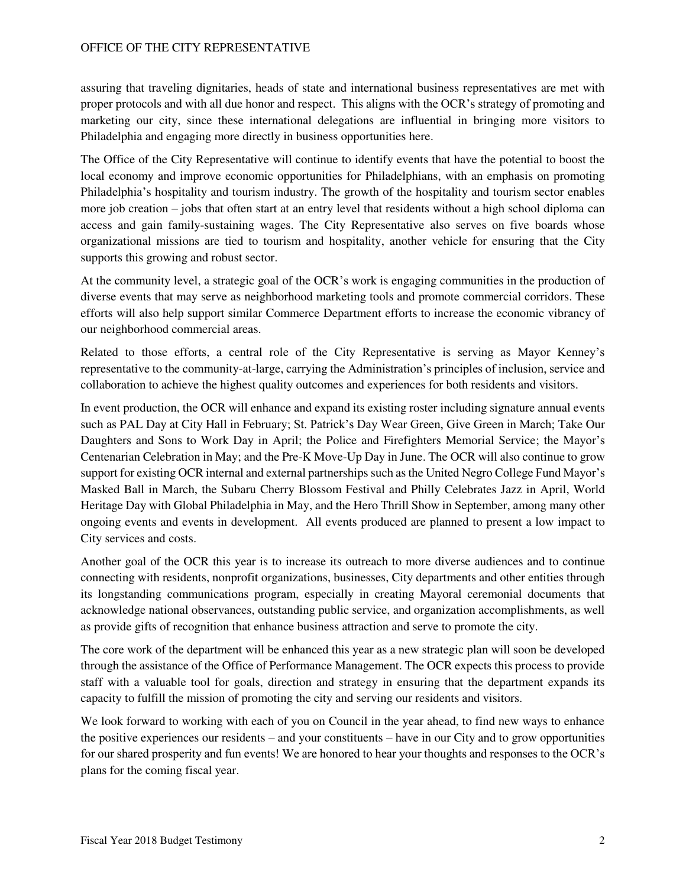assuring that traveling dignitaries, heads of state and international business representatives are met with proper protocols and with all due honor and respect. This aligns with the OCR's strategy of promoting and marketing our city, since these international delegations are influential in bringing more visitors to Philadelphia and engaging more directly in business opportunities here.

The Office of the City Representative will continue to identify events that have the potential to boost the local economy and improve economic opportunities for Philadelphians, with an emphasis on promoting Philadelphia's hospitality and tourism industry. The growth of the hospitality and tourism sector enables more job creation – jobs that often start at an entry level that residents without a high school diploma can access and gain family-sustaining wages. The City Representative also serves on five boards whose organizational missions are tied to tourism and hospitality, another vehicle for ensuring that the City supports this growing and robust sector.

At the community level, a strategic goal of the OCR's work is engaging communities in the production of diverse events that may serve as neighborhood marketing tools and promote commercial corridors. These efforts will also help support similar Commerce Department efforts to increase the economic vibrancy of our neighborhood commercial areas.

Related to those efforts, a central role of the City Representative is serving as Mayor Kenney's representative to the community-at-large, carrying the Administration's principles of inclusion, service and collaboration to achieve the highest quality outcomes and experiences for both residents and visitors.

In event production, the OCR will enhance and expand its existing roster including signature annual events such as PAL Day at City Hall in February; St. Patrick's Day Wear Green, Give Green in March; Take Our Daughters and Sons to Work Day in April; the Police and Firefighters Memorial Service; the Mayor's Centenarian Celebration in May; and the Pre-K Move-Up Day in June. The OCR will also continue to grow support for existing OCR internal and external partnerships such as the United Negro College Fund Mayor's Masked Ball in March, the Subaru Cherry Blossom Festival and Philly Celebrates Jazz in April, World Heritage Day with Global Philadelphia in May, and the Hero Thrill Show in September, among many other ongoing events and events in development. All events produced are planned to present a low impact to City services and costs.

Another goal of the OCR this year is to increase its outreach to more diverse audiences and to continue connecting with residents, nonprofit organizations, businesses, City departments and other entities through its longstanding communications program, especially in creating Mayoral ceremonial documents that acknowledge national observances, outstanding public service, and organization accomplishments, as well as provide gifts of recognition that enhance business attraction and serve to promote the city.

The core work of the department will be enhanced this year as a new strategic plan will soon be developed through the assistance of the Office of Performance Management. The OCR expects this process to provide staff with a valuable tool for goals, direction and strategy in ensuring that the department expands its capacity to fulfill the mission of promoting the city and serving our residents and visitors.

We look forward to working with each of you on Council in the year ahead, to find new ways to enhance the positive experiences our residents – and your constituents – have in our City and to grow opportunities for our shared prosperity and fun events! We are honored to hear your thoughts and responses to the OCR's plans for the coming fiscal year.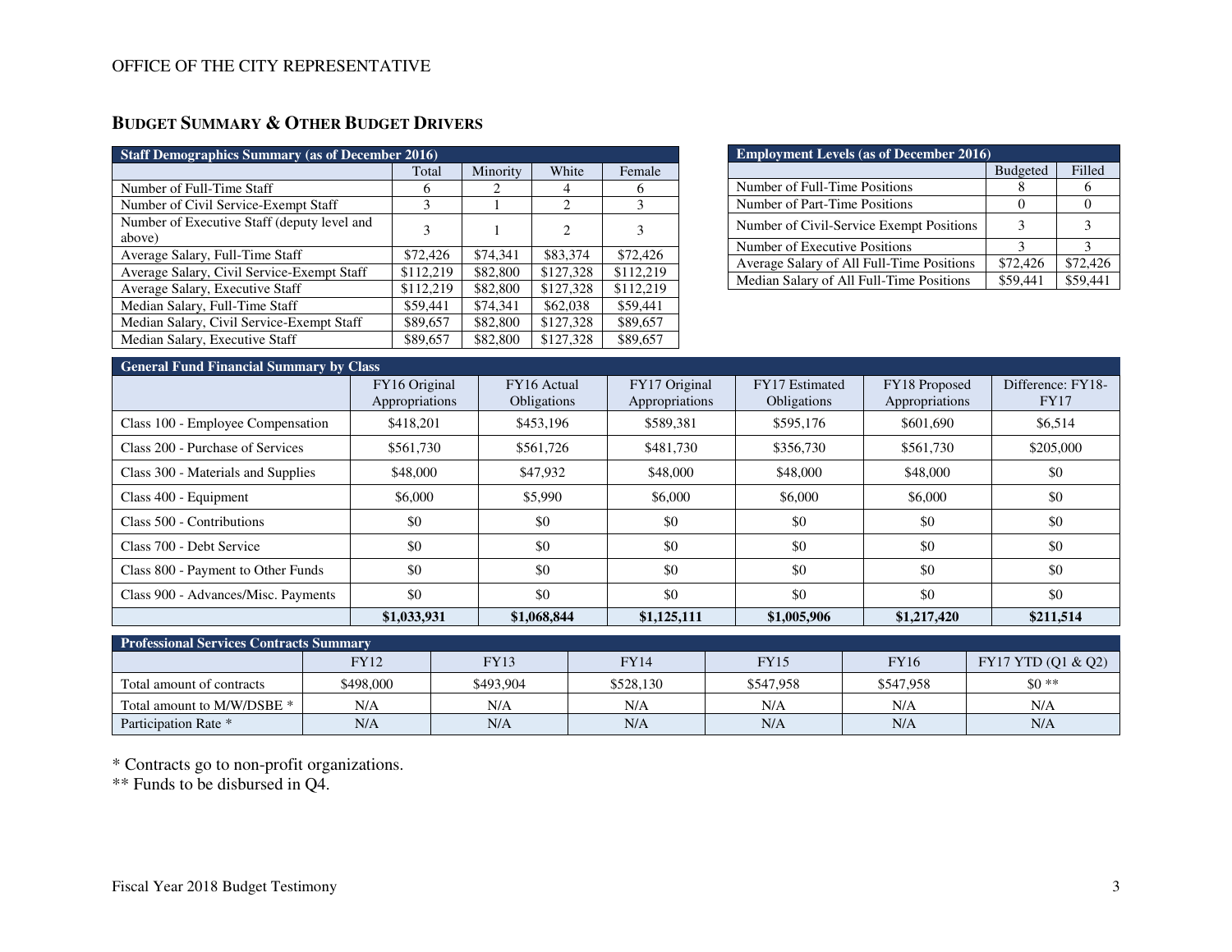## BUDGET SUMMARY & OTHER BUDGET DRIVERS

| Staff Demographics Summary (as of December 2016) | | | | |
|---|---|---|---|---|
| | Total | Minority | White | Female |
| Number of Full-Time Staff | 6 | 2 | 4 | 6 |
| Number of Civil Service-Exempt Staff | 3 | 1 | 2 | 3 |
| Number of Executive Staff (deputy level and above) | 3 | 1 | 2 | 3 |
| Average Salary, Full-Time Staff | $72,426 | $74,341 | $83,374 | $72,426 |
| Average Salary, Civil Service-Exempt Staff | $112,219 | $82,800 | $127,328 | $112,219 |
| Average Salary, Executive Staff | $112,219 | $82,800 | $127,328 | $112,219 |
| Median Salary, Full-Time Staff | $59,441 | $74,341 | $62,038 | $59,441 |
| Median Salary, Civil Service-Exempt Staff | $89,657 | $82,800 | $127,328 | $89,657 |
| Median Salary, Executive Staff | $89,657 | $82,800 | $127,328 | $89,657 |

| Employment Levels (as of December 2016) | | |
|---|---|---|
| | Budgeted | Filled |
| Number of Full-Time Positions | 8 | 6 |
| Number of Part-Time Positions | 0 | 0 |
| Number of Civil-Service Exempt Positions | 3 | 3 |
| Number of Executive Positions | 3 | 3 |
| Average Salary of All Full-Time Positions | $72,426 | $72,426 |
| Median Salary of All Full-Time Positions | $59,441 | $59,441 |

| General Fund Financial Summary by Class | | | | | | |
|---|---|---|---|---|---|---|
| | FY16 Original Appropriations | FY16 Actual Obligations | FY17 Original Appropriations | FY17 Estimated Obligations | FY18 Proposed Appropriations | Difference: FY18-FY17 |
| Class 100 - Employee Compensation | $418,201 | $453,196 | $589,381 | $595,176 | $601,690 | $6,514 |
| Class 200 - Purchase of Services | $561,730 | $561,726 | $481,730 | $356,730 | $561,730 | $205,000 |
| Class 300 - Materials and Supplies | $48,000 | $47,932 | $48,000 | $48,000 | $48,000 | $0 |
| Class 400 - Equipment | $6,000 | $5,990 | $6,000 | $6,000 | $6,000 | $0 |
| Class 500 - Contributions | $0 | $0 | $0 | $0 | $0 | $0 |
| Class 700 - Debt Service | $0 | $0 | $0 | $0 | $0 | $0 |
| Class 800 - Payment to Other Funds | $0 | $0 | $0 | $0 | $0 | $0 |
| Class 900 - Advances/Misc. Payments | $0 | $0 | $0 | $0 | $0 | $0 |
| | **$1,033,931** | **$1,068,844** | **$1,125,111** | **$1,005,906** | **$1,217,420** | **$211,514** |

| Professional Services Contracts Summary | | | | | | |
|---|---|---|---|---|---|---|
| | FY12 | FY13 | FY14 | FY15 | FY16 | FY17 YTD (Q1 & Q2) |
| Total amount of contracts | $498,000 | $493,904 | $528,130 | $547,958 | $547,958 | $0 ** |
| Total amount to M/W/DSBE * | N/A | N/A | N/A | N/A | N/A | N/A |
| Participation Rate * | N/A | N/A | N/A | N/A | N/A | N/A |

* Contracts go to non-profit organizations.

** Funds to be disbursed in Q4.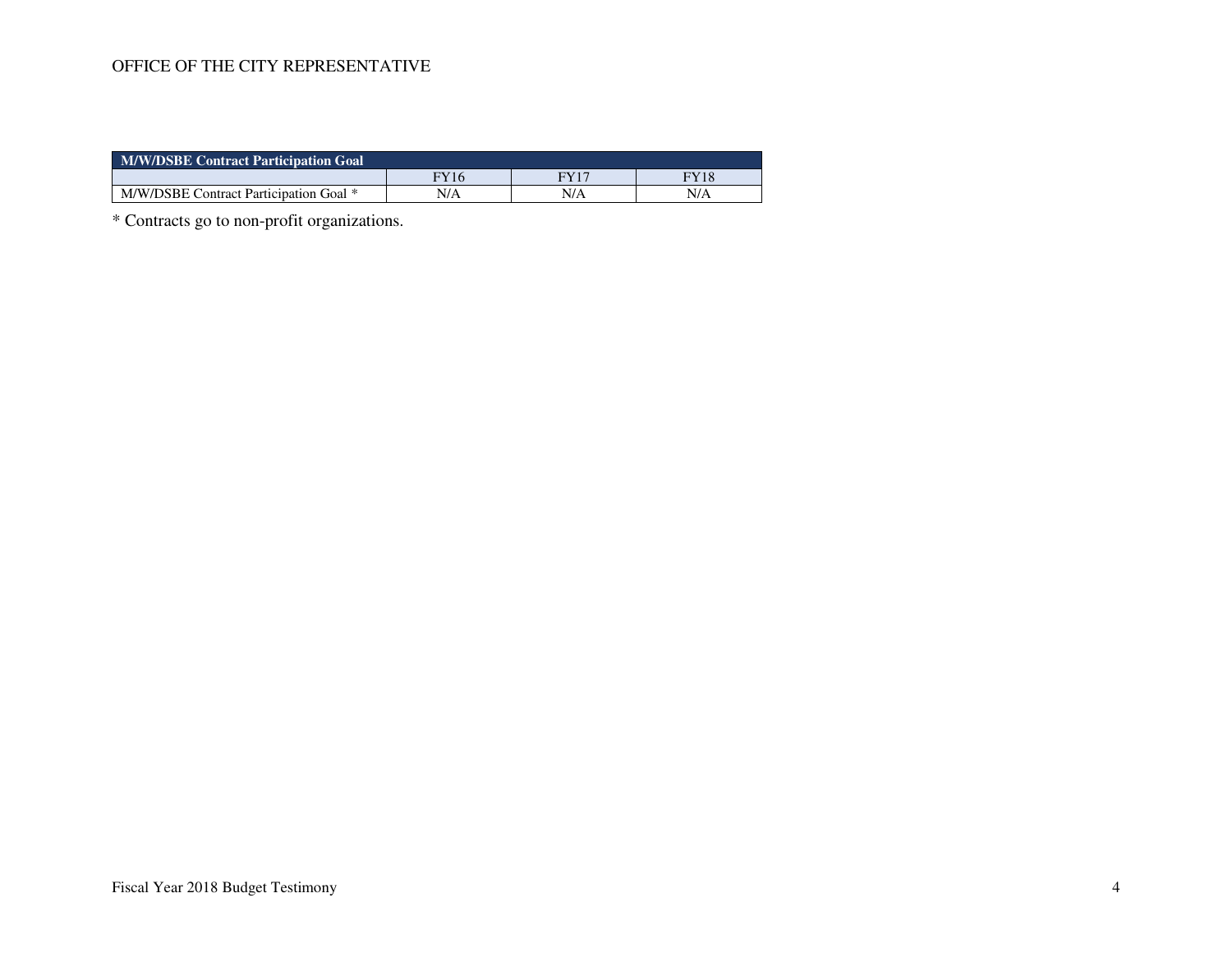| M/W/DSBE Contract Participation Goal | | | |
|---|---|---|---|
| | FY16 | FY17 | FY18 |
| M/W/DSBE Contract Participation Goal * | N/A | N/A | N/A |

* Contracts go to non-profit organizations.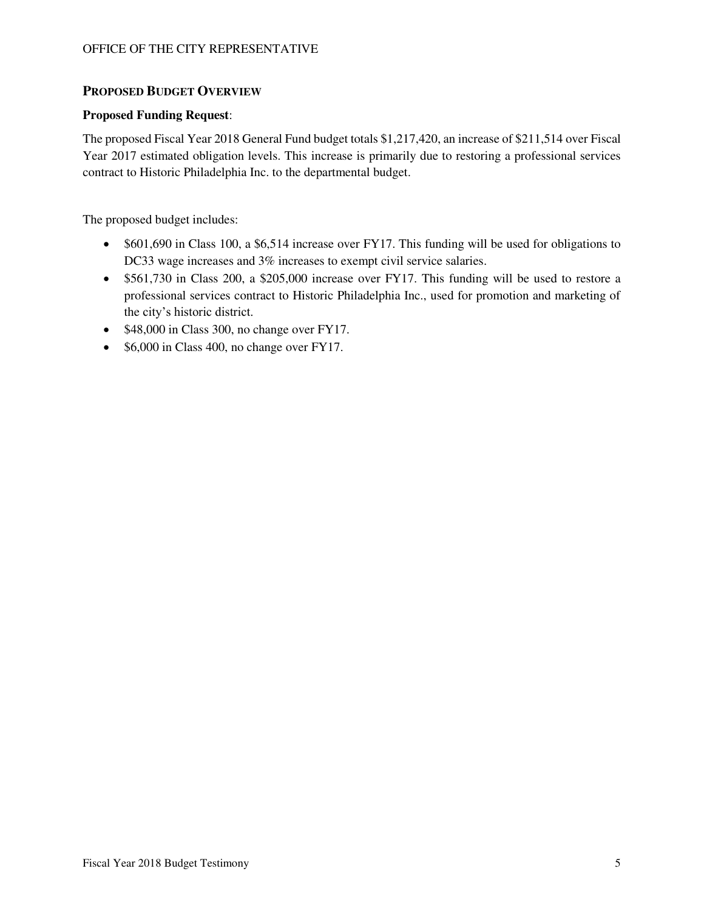## PROPOSED BUDGET OVERVIEW

**Proposed Funding Request**:

The proposed Fiscal Year 2018 General Fund budget totals $1,217,420, an increase of $211,514 over Fiscal Year 2017 estimated obligation levels. This increase is primarily due to restoring a professional services contract to Historic Philadelphia Inc. to the departmental budget.

The proposed budget includes:

- $601,690 in Class 100, a $6,514 increase over FY17. This funding will be used for obligations to DC33 wage increases and 3% increases to exempt civil service salaries.
- $561,730 in Class 200, a $205,000 increase over FY17. This funding will be used to restore a professional services contract to Historic Philadelphia Inc., used for promotion and marketing of the city's historic district.
- $48,000 in Class 300, no change over FY17.
- $6,000 in Class 400, no change over FY17.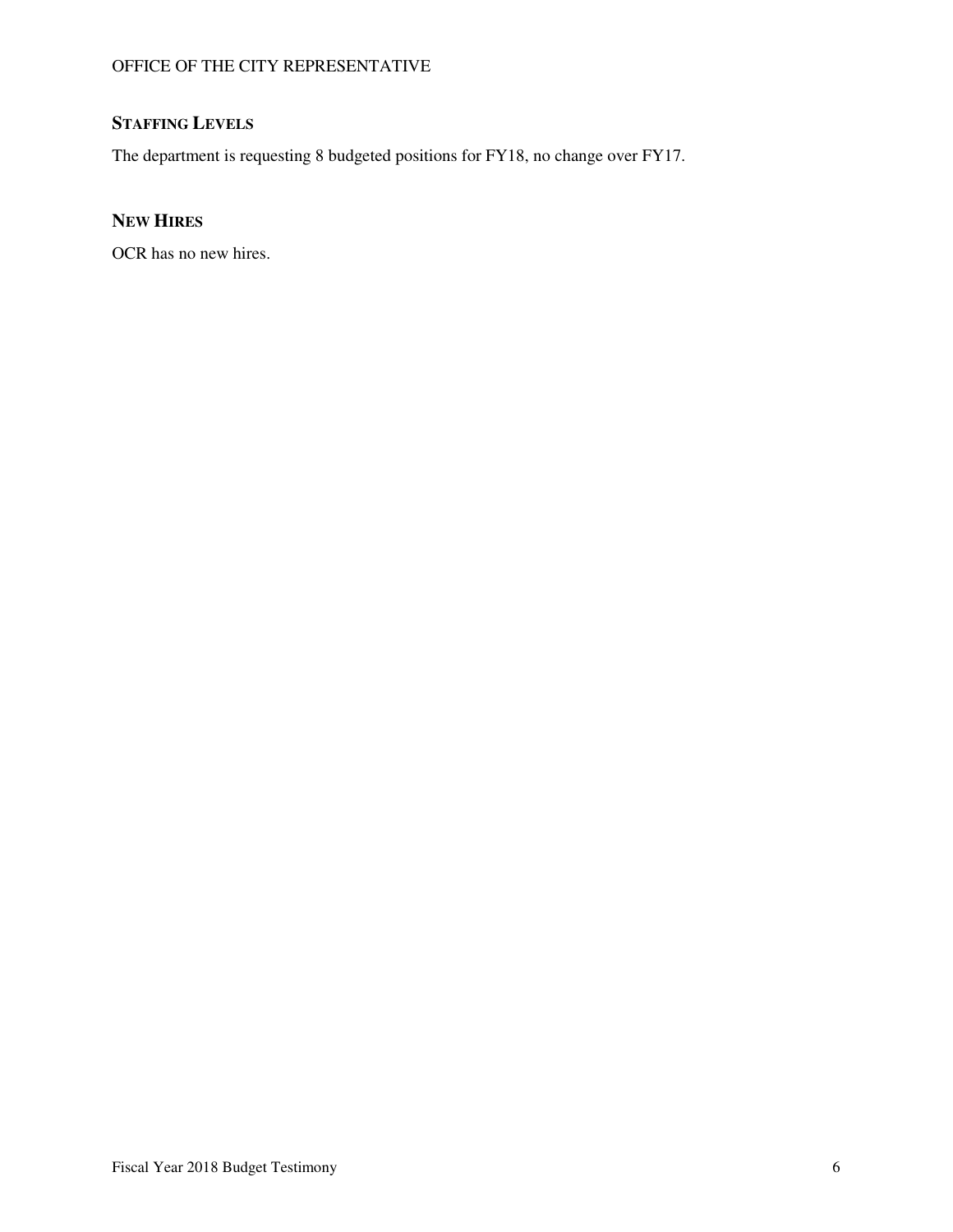## STAFFING LEVELS

The department is requesting 8 budgeted positions for FY18, no change over FY17.

## NEW HIRES

OCR has no new hires.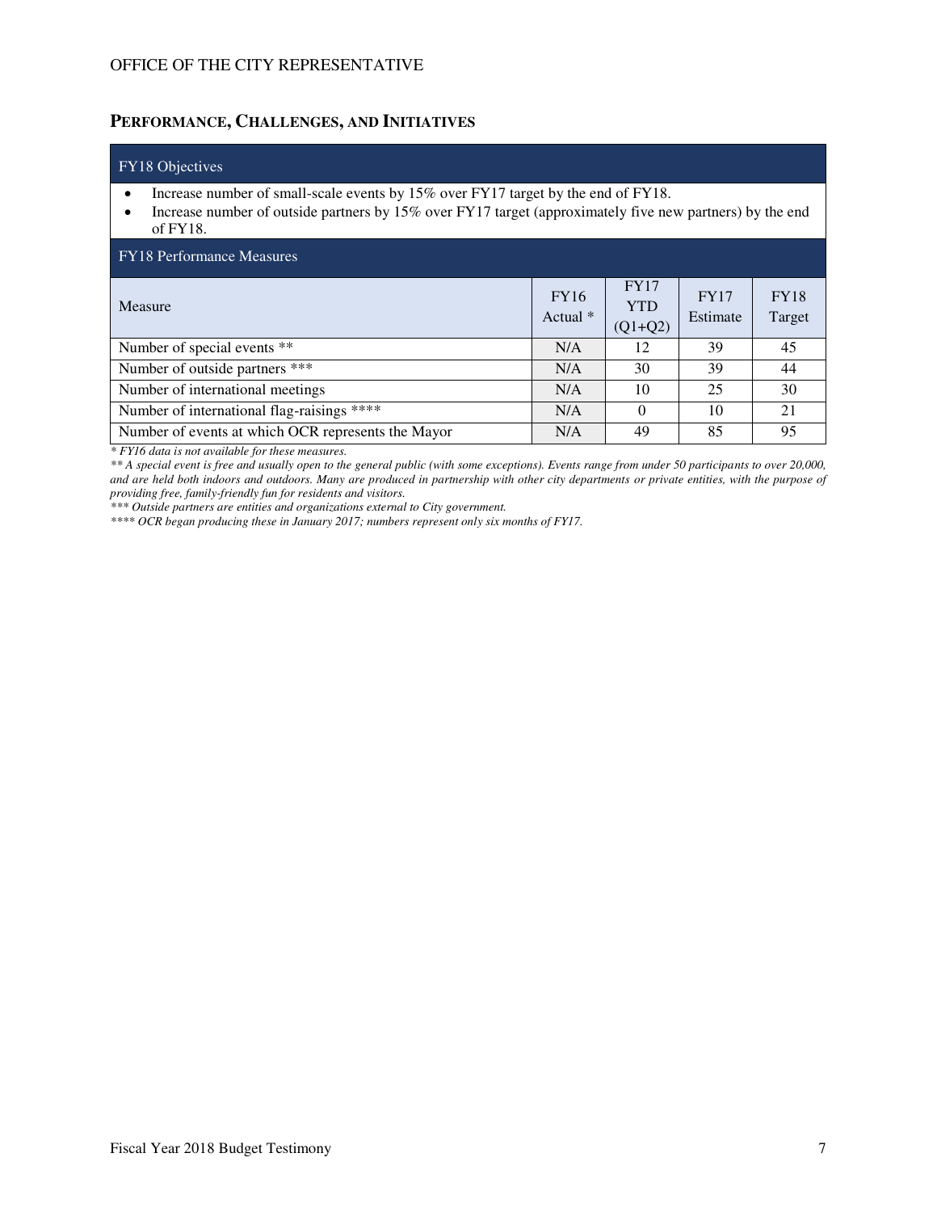## PERFORMANCE, CHALLENGES, AND INITIATIVES

### FY18 Objectives

- Increase number of small-scale events by 15% over FY17 target by the end of FY18.
- Increase number of outside partners by 15% over FY17 target (approximately five new partners) by the end of FY18.

### FY18 Performance Measures

| Measure | FY16 Actual * | FY17 YTD (Q1+Q2) | FY17 Estimate | FY18 Target |
|---|---|---|---|---|
| Number of special events ** | N/A | 12 | 39 | 45 |
| Number of outside partners *** | N/A | 30 | 39 | 44 |
| Number of international meetings | N/A | 10 | 25 | 30 |
| Number of international flag-raisings **** | N/A | 0 | 10 | 21 |
| Number of events at which OCR represents the Mayor | N/A | 49 | 85 | 95 |

*\* FY16 data is not available for these measures.*

*\*\* A special event is free and usually open to the general public (with some exceptions). Events range from under 50 participants to over 20,000, and are held both indoors and outdoors. Many are produced in partnership with other city departments or private entities, with the purpose of providing free, family-friendly fun for residents and visitors.*

*\*\*\* Outside partners are entities and organizations external to City government.*

*\*\*\*\* OCR began producing these in January 2017; numbers represent only six months of FY17.*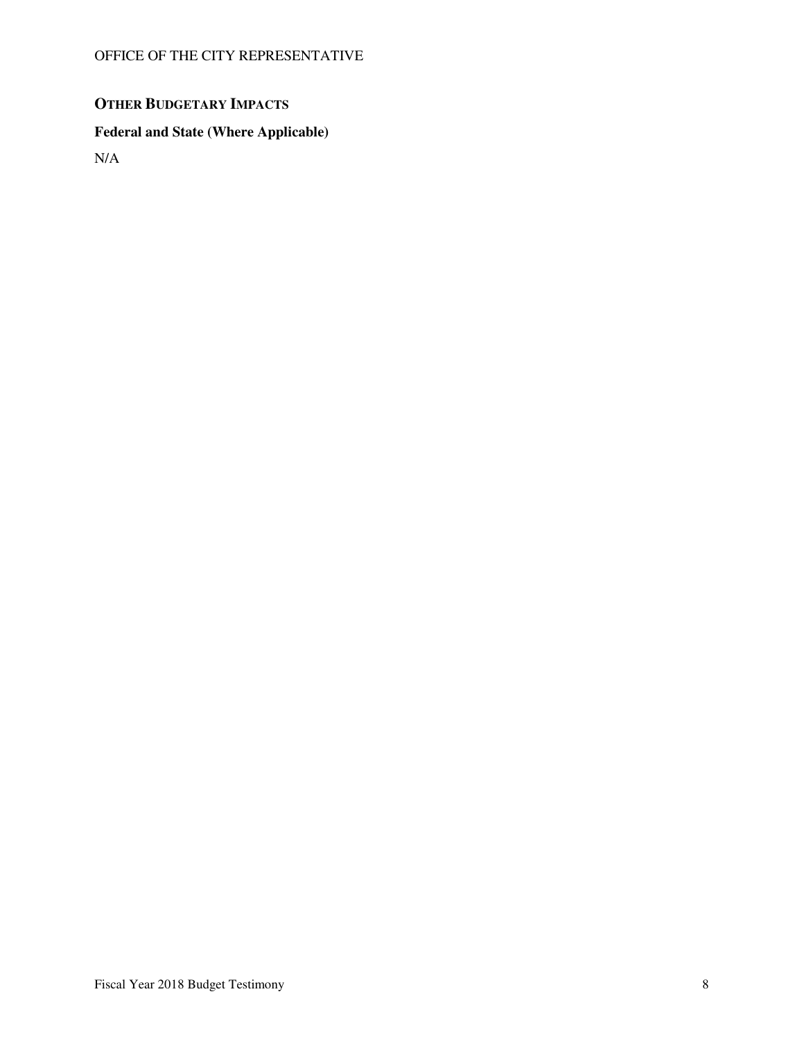## OTHER BUDGETARY IMPACTS

### Federal and State (Where Applicable)

N/A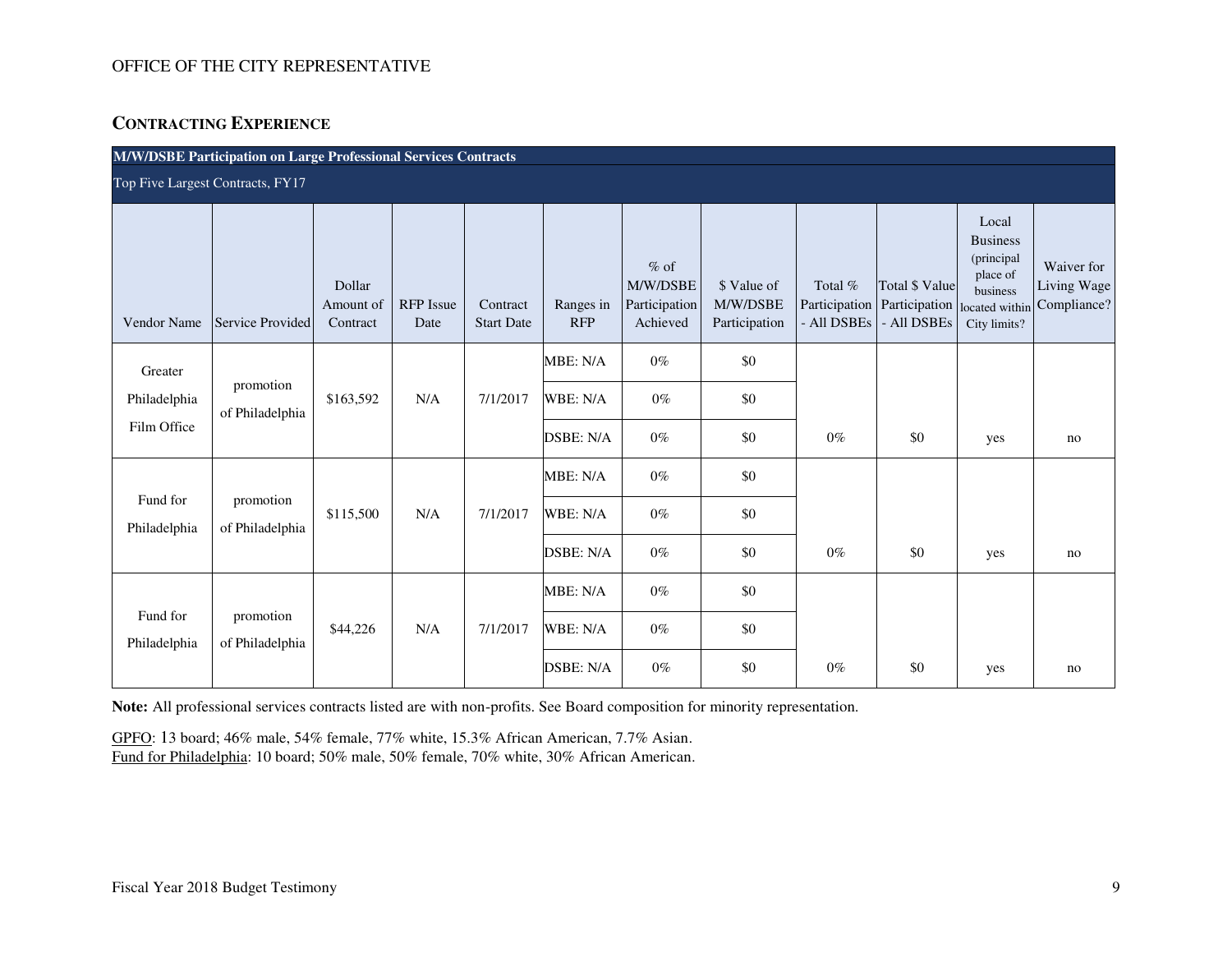## CONTRACTING EXPERIENCE

| M/W/DSBE Participation on Large Professional Services Contracts | | | | | | | | | | | |
|---|---|---|---|---|---|---|---|---|---|---|---|
| Top Five Largest Contracts, FY17 | | | | | | | | | | | |
| Vendor Name | Service Provided | Dollar Amount of Contract | RFP Issue Date | Contract Start Date | Ranges in RFP | % of M/W/DSBE Participation Achieved | $ Value of M/W/DSBE Participation | Total % Participation - All DSBEs | Total $ Value Participation - All DSBEs | Local Business (principal place of business located within City limits? | Waiver for Living Wage Compliance? |
| Greater Philadelphia Film Office | promotion of Philadelphia | $163,592 | N/A | 7/1/2017 | MBE: N/A | 0% | $0 | | | | |
| | | | | | WBE: N/A | 0% | $0 | | | | |
| | | | | | DSBE: N/A | 0% | $0 | 0% | $0 | yes | no |
| Fund for Philadelphia | promotion of Philadelphia | $115,500 | N/A | 7/1/2017 | MBE: N/A | 0% | $0 | | | | |
| | | | | | WBE: N/A | 0% | $0 | | | | |
| | | | | | DSBE: N/A | 0% | $0 | 0% | $0 | yes | no |
| Fund for Philadelphia | promotion of Philadelphia | $44,226 | N/A | 7/1/2017 | MBE: N/A | 0% | $0 | | | | |
| | | | | | WBE: N/A | 0% | $0 | | | | |
| | | | | | DSBE: N/A | 0% | $0 | 0% | $0 | yes | no |

**Note:** All professional services contracts listed are with non-profits. See Board composition for minority representation.

GPFO: 13 board; 46% male, 54% female, 77% white, 15.3% African American, 7.7% Asian.
Fund for Philadelphia: 10 board; 50% male, 50% female, 70% white, 30% African American.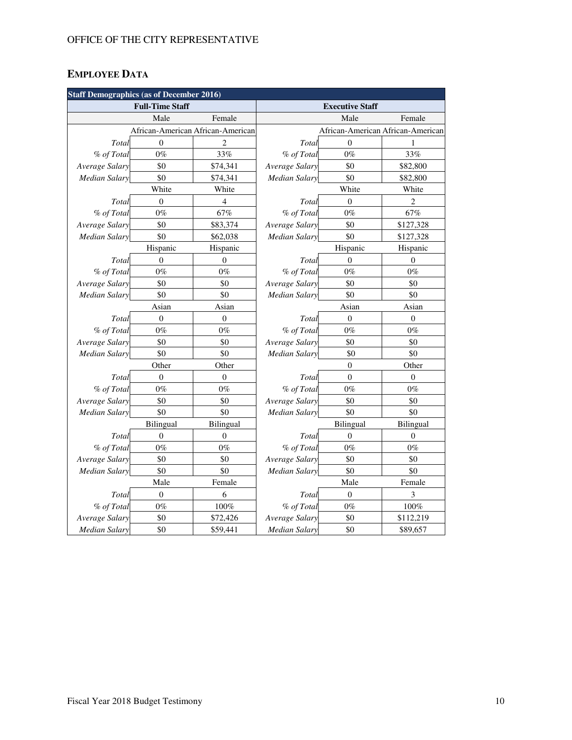## EMPLOYEE DATA

| Staff Demographics (as of December 2016) | | | | | |
|---|---|---|---|---|---|
| Full-Time Staff | | | Executive Staff | | |
| | Male | Female | | Male | Female |
| | African-American | African-American | | African-American | African-American |
| *Total* | 0 | 2 | *Total* | 0 | 1 |
| *% of Total* | 0% | 33% | *% of Total* | 0% | 33% |
| *Average Salary* | $0 | $74,341 | *Average Salary* | $0 | $82,800 |
| *Median Salary* | $0 | $74,341 | *Median Salary* | $0 | $82,800 |
| | White | White | | White | White |
| *Total* | 0 | 4 | *Total* | 0 | 2 |
| *% of Total* | 0% | 67% | *% of Total* | 0% | 67% |
| *Average Salary* | $0 | $83,374 | *Average Salary* | $0 | $127,328 |
| *Median Salary* | $0 | $62,038 | *Median Salary* | $0 | $127,328 |
| | Hispanic | Hispanic | | Hispanic | Hispanic |
| *Total* | 0 | 0 | *Total* | 0 | 0 |
| *% of Total* | 0% | 0% | *% of Total* | 0% | 0% |
| *Average Salary* | $0 | $0 | *Average Salary* | $0 | $0 |
| *Median Salary* | $0 | $0 | *Median Salary* | $0 | $0 |
| | Asian | Asian | | Asian | Asian |
| *Total* | 0 | 0 | *Total* | 0 | 0 |
| *% of Total* | 0% | 0% | *% of Total* | 0% | 0% |
| *Average Salary* | $0 | $0 | *Average Salary* | $0 | $0 |
| *Median Salary* | $0 | $0 | *Median Salary* | $0 | $0 |
| | Other | Other | | 0 | Other |
| *Total* | 0 | 0 | *Total* | 0 | 0 |
| *% of Total* | 0% | 0% | *% of Total* | 0% | 0% |
| *Average Salary* | $0 | $0 | *Average Salary* | $0 | $0 |
| *Median Salary* | $0 | $0 | *Median Salary* | $0 | $0 |
| | Bilingual | Bilingual | | Bilingual | Bilingual |
| *Total* | 0 | 0 | *Total* | 0 | 0 |
| *% of Total* | 0% | 0% | *% of Total* | 0% | 0% |
| *Average Salary* | $0 | $0 | *Average Salary* | $0 | $0 |
| *Median Salary* | $0 | $0 | *Median Salary* | $0 | $0 |
| | Male | Female | | Male | Female |
| *Total* | 0 | 6 | *Total* | 0 | 3 |
| *% of Total* | 0% | 100% | *% of Total* | 0% | 100% |
| *Average Salary* | $0 | $72,426 | *Average Salary* | $0 | $112,219 |
| *Median Salary* | $0 | $59,441 | *Median Salary* | $0 | $89,657 |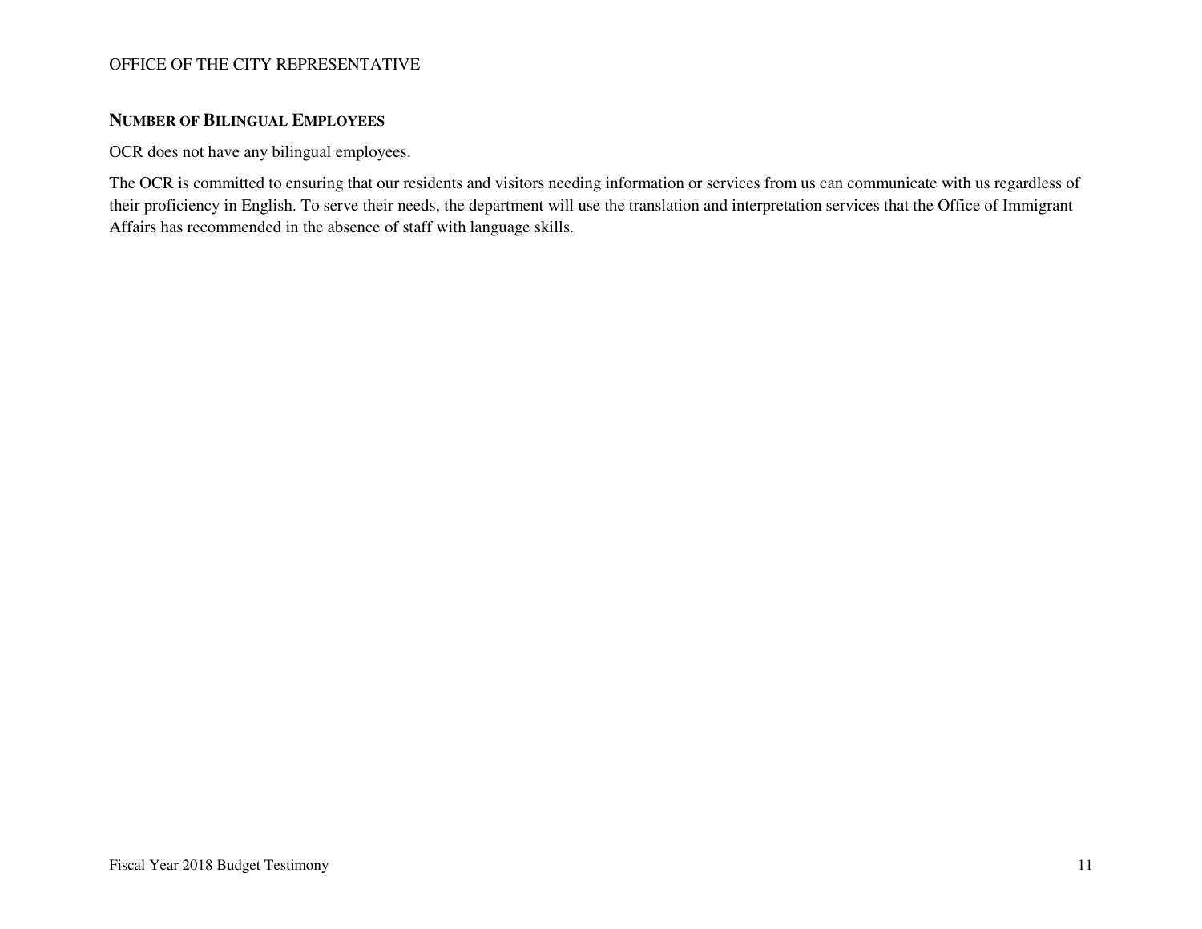## Number of Bilingual Employees

OCR does not have any bilingual employees.

The OCR is committed to ensuring that our residents and visitors needing information or services from us can communicate with us regardless of their proficiency in English. To serve their needs, the department will use the translation and interpretation services that the Office of Immigrant Affairs has recommended in the absence of staff with language skills.